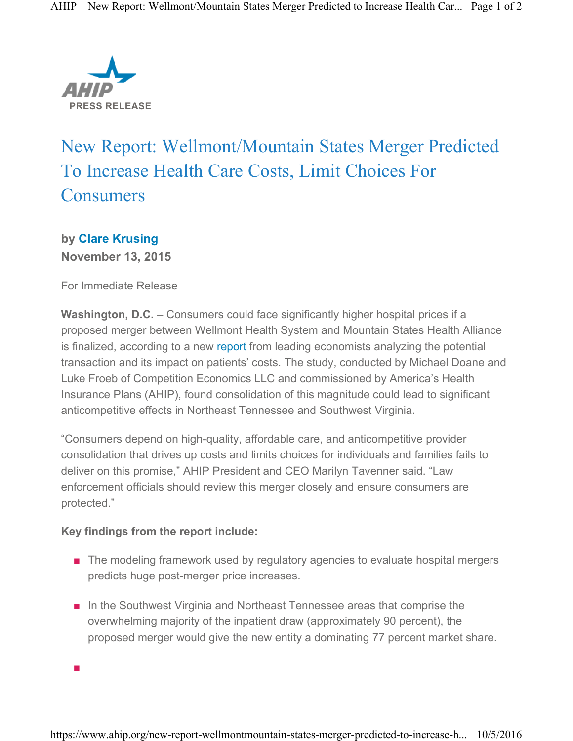AHIP PRESS RELEASE

# New Report: Wellmont/Mountain States Merger Predicted To Increase Health Care Costs, Limit Choices For Consumers

**by Clare Krusing**
**November 13, 2015**

For Immediate Release

**Washington, D.C.** – Consumers could face significantly higher hospital prices if a proposed merger between Wellmont Health System and Mountain States Health Alliance is finalized, according to a new report from leading economists analyzing the potential transaction and its impact on patients' costs. The study, conducted by Michael Doane and Luke Froeb of Competition Economics LLC and commissioned by America's Health Insurance Plans (AHIP), found consolidation of this magnitude could lead to significant anticompetitive effects in Northeast Tennessee and Southwest Virginia.

"Consumers depend on high-quality, affordable care, and anticompetitive provider consolidation that drives up costs and limits choices for individuals and families fails to deliver on this promise," AHIP President and CEO Marilyn Tavenner said. "Law enforcement officials should review this merger closely and ensure consumers are protected."

**Key findings from the report include:**

- The modeling framework used by regulatory agencies to evaluate hospital mergers predicts huge post-merger price increases.
- In the Southwest Virginia and Northeast Tennessee areas that comprise the overwhelming majority of the inpatient draw (approximately 90 percent), the proposed merger would give the new entity a dominating 77 percent market share.
-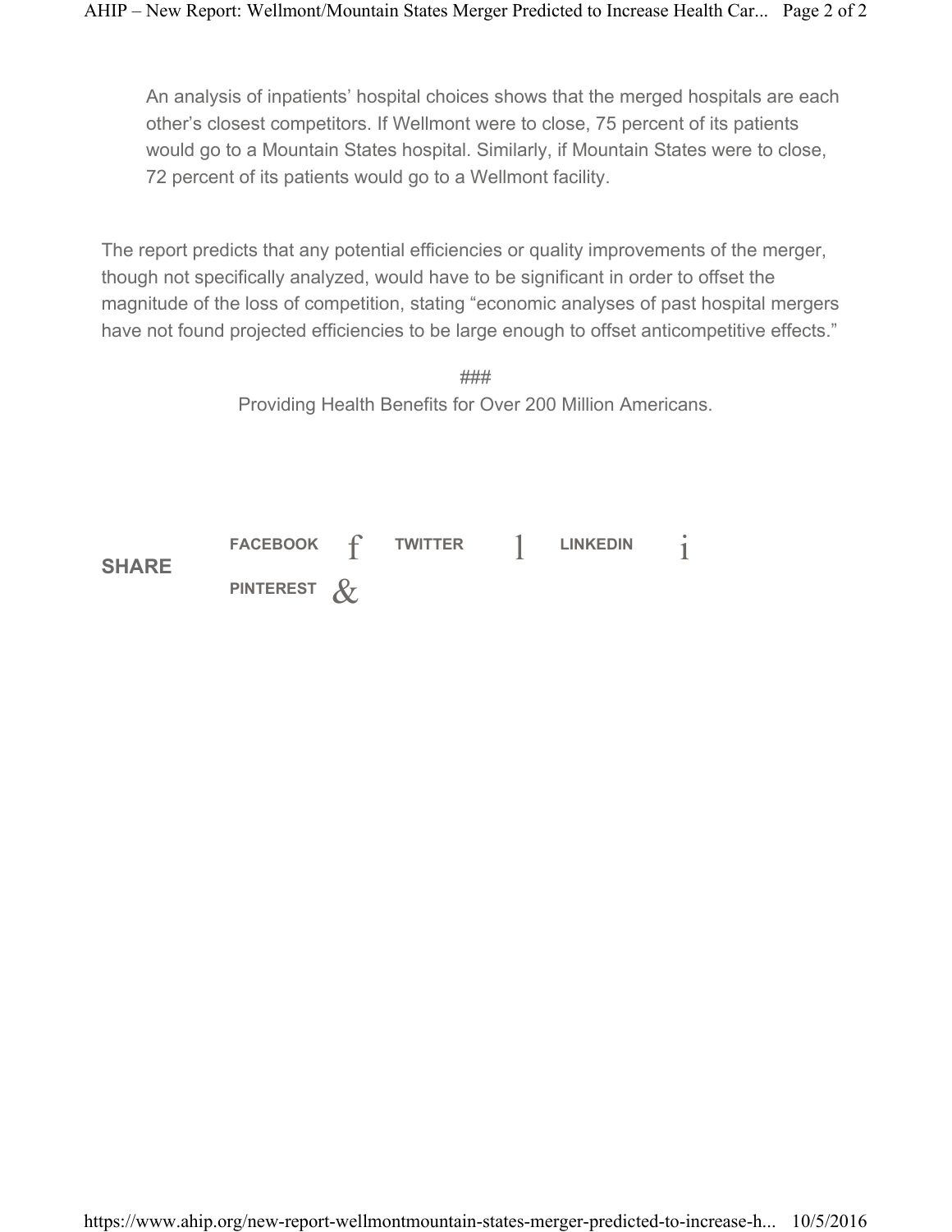An analysis of inpatients' hospital choices shows that the merged hospitals are each other's closest competitors. If Wellmont were to close, 75 percent of its patients would go to a Mountain States hospital. Similarly, if Mountain States were to close, 72 percent of its patients would go to a Wellmont facility.

The report predicts that any potential efficiencies or quality improvements of the merger, though not specifically analyzed, would have to be significant in order to offset the magnitude of the loss of competition, stating "economic analyses of past hospital mergers have not found projected efficiencies to be large enough to offset anticompetitive effects."

###

Providing Health Benefits for Over 200 Million Americans.

**SHARE** **FACEBOOK** f **TWITTER** l **LINKEDIN** i **PINTEREST** &